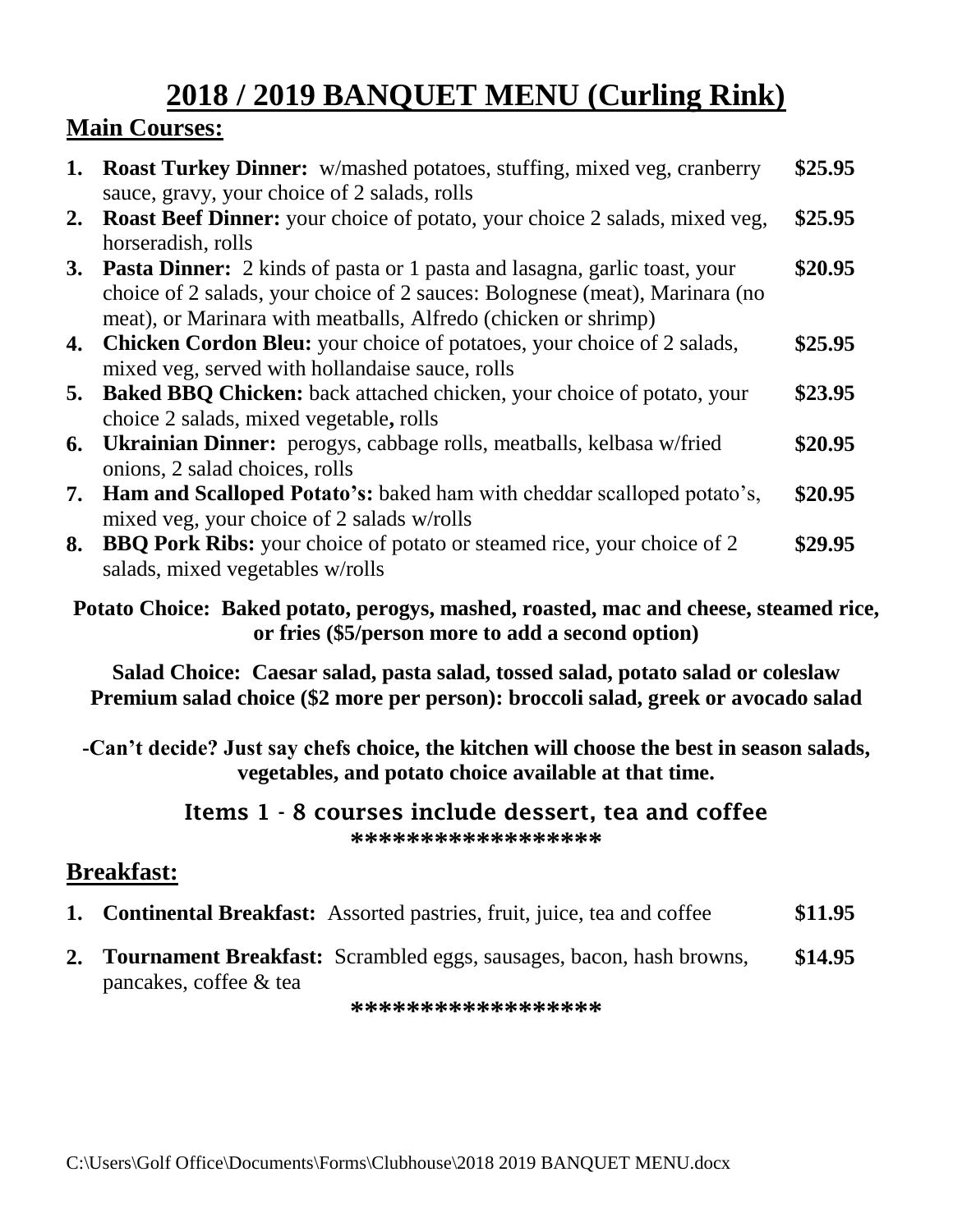# 2018 / 2019 BANQUET MENU (Curling Rink)

## Main Courses:

1. **Roast Turkey Dinner:** w/mashed potatoes, stuffing, mixed veg, cranberry sauce, gravy, your choice of 2 salads, rolls **$25.95**
2. **Roast Beef Dinner:** your choice of potato, your choice 2 salads, mixed veg, horseradish, rolls **$25.95**
3. **Pasta Dinner:** 2 kinds of pasta or 1 pasta and lasagna, garlic toast, your choice of 2 salads, your choice of 2 sauces: Bolognese (meat), Marinara (no meat), or Marinara with meatballs, Alfredo (chicken or shrimp) **$20.95**
4. **Chicken Cordon Bleu:** your choice of potatoes, your choice of 2 salads, mixed veg, served with hollandaise sauce, rolls **$25.95**
5. **Baked BBQ Chicken:** back attached chicken, your choice of potato, your choice 2 salads, mixed vegetable**,** rolls **$23.95**
6. **Ukrainian Dinner:** perogys, cabbage rolls, meatballs, kelbasa w/fried onions, 2 salad choices, rolls **$20.95**
7. **Ham and Scalloped Potato's:** baked ham with cheddar scalloped potato's, mixed veg, your choice of 2 salads w/rolls **$20.95**
8. **BBQ Pork Ribs:** your choice of potato or steamed rice, your choice of 2 salads, mixed vegetables w/rolls **$29.95**

**Potato Choice: Baked potato, perogys, mashed, roasted, mac and cheese, steamed rice, or fries ($5/person more to add a second option)**

**Salad Choice: Caesar salad, pasta salad, tossed salad, potato salad or coleslaw**
**Premium salad choice ($2 more per person): broccoli salad, greek or avocado salad**

**-Can't decide? Just say chefs choice, the kitchen will choose the best in season salads, vegetables, and potato choice available at that time.**

**Items 1 - 8 courses include dessert, tea and coffee**

******************

## Breakfast:

1. **Continental Breakfast:** Assorted pastries, fruit, juice, tea and coffee **$11.95**
2. **Tournament Breakfast:** Scrambled eggs, sausages, bacon, hash browns, pancakes, coffee & tea **$14.95**

******************

C:\Users\Golf Office\Documents\Forms\Clubhouse\2018 2019 BANQUET MENU.docx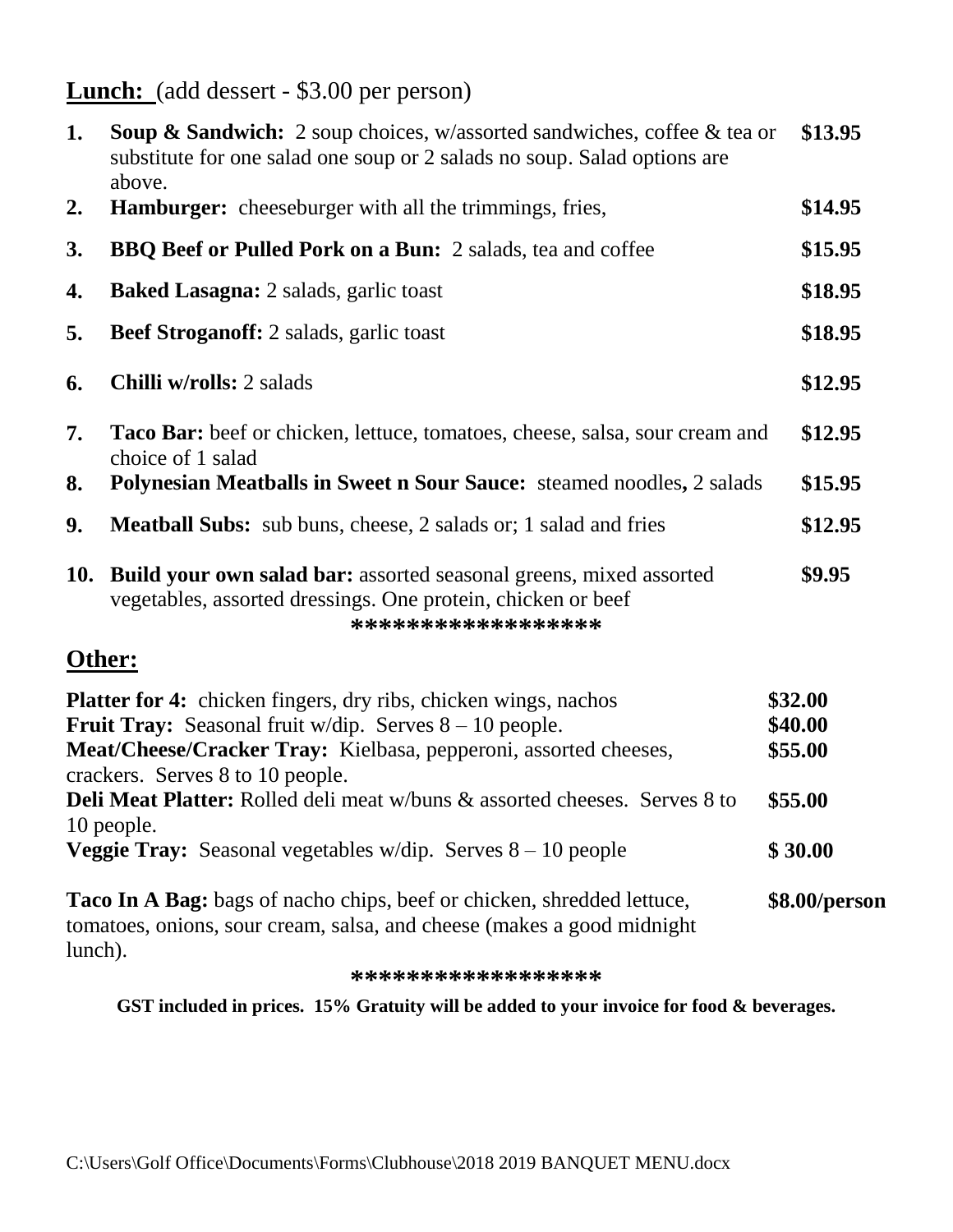## **Lunch:** (add dessert - $3.00 per person)

| | | |
|---|---|---|
| **1.** | **Soup & Sandwich:** 2 soup choices, w/assorted sandwiches, coffee & tea or substitute for one salad one soup or 2 salads no soup. Salad options are above. | **$13.95** |
| **2.** | **Hamburger:** cheeseburger with all the trimmings, fries, | **$14.95** |
| **3.** | **BBQ Beef or Pulled Pork on a Bun:** 2 salads, tea and coffee | **$15.95** |
| **4.** | **Baked Lasagna:** 2 salads, garlic toast | **$18.95** |
| **5.** | **Beef Stroganoff:** 2 salads, garlic toast | **$18.95** |
| **6.** | **Chilli w/rolls:** 2 salads | **$12.95** |
| **7.** | **Taco Bar:** beef or chicken, lettuce, tomatoes, cheese, salsa, sour cream and choice of 1 salad | **$12.95** |
| **8.** | **Polynesian Meatballs in Sweet n Sour Sauce:** steamed noodles**,** 2 salads | **$15.95** |
| **9.** | **Meatball Subs:** sub buns, cheese, 2 salads or; 1 salad and fries | **$12.95** |
| **10.** | **Build your own salad bar:** assorted seasonal greens, mixed assorted vegetables, assorted dressings. One protein, chicken or beef | **$9.95** |

**\*\*\*\*\*\*\*\*\*\*\*\*\*\*\*\*\***

## **Other:**

| | |
|---|---|
| **Platter for 4:** chicken fingers, dry ribs, chicken wings, nachos | **$32.00** |
| **Fruit Tray:** Seasonal fruit w/dip. Serves 8 – 10 people. | **$40.00** |
| **Meat/Cheese/Cracker Tray:** Kielbasa, pepperoni, assorted cheeses, crackers. Serves 8 to 10 people. | **$55.00** |
| **Deli Meat Platter:** Rolled deli meat w/buns & assorted cheeses. Serves 8 to 10 people. | **$55.00** |
| **Veggie Tray:** Seasonal vegetables w/dip. Serves 8 – 10 people | **$ 30.00** |
| **Taco In A Bag:** bags of nacho chips, beef or chicken, shredded lettuce, tomatoes, onions, sour cream, salsa, and cheese (makes a good midnight lunch). | **$8.00/person** |

**\*\*\*\*\*\*\*\*\*\*\*\*\*\*\*\*\***

**GST included in prices. 15% Gratuity will be added to your invoice for food & beverages.**

C:\Users\Golf Office\Documents\Forms\Clubhouse\2018 2019 BANQUET MENU.docx